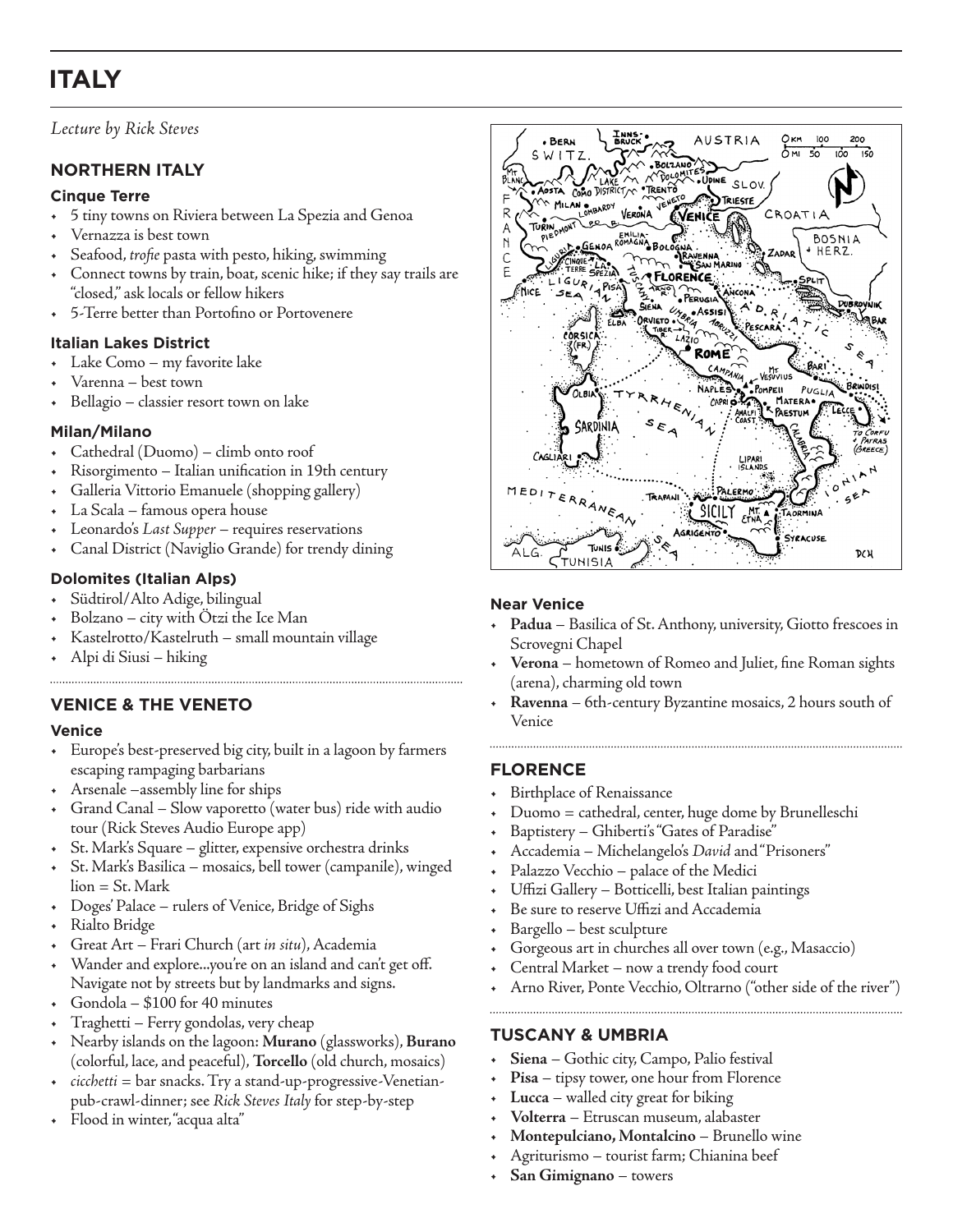# ITALY

*Lecture by Rick Steves*

## NORTHERN ITALY

### Cinque Terre

- 5 tiny towns on Riviera between La Spezia and Genoa
- Vernazza is best town
- Seafood, *trofie* pasta with pesto, hiking, swimming
- Connect towns by train, boat, scenic hike; if they say trails are "closed," ask locals or fellow hikers
- 5-Terre better than Portofino or Portovenere

### Italian Lakes District

- Lake Como – my favorite lake
- Varenna – best town
- Bellagio – classier resort town on lake

### Milan/Milano

- Cathedral (Duomo) – climb onto roof
- Risorgimento – Italian unification in 19th century
- Galleria Vittorio Emanuele (shopping gallery)
- La Scala – famous opera house
- Leonardo's *Last Supper* – requires reservations
- Canal District (Naviglio Grande) for trendy dining

### Dolomites (Italian Alps)

- Südtirol/Alto Adige, bilingual
- Bolzano – city with Ötzi the Ice Man
- Kastelrotto/Kastelruth – small mountain village
- Alpi di Siusi – hiking

## VENICE & THE VENETO

### Venice

- Europe's best-preserved big city, built in a lagoon by farmers escaping rampaging barbarians
- Arsenale –assembly line for ships
- Grand Canal – Slow vaporetto (water bus) ride with audio tour (Rick Steves Audio Europe app)
- St. Mark's Square – glitter, expensive orchestra drinks
- St. Mark's Basilica – mosaics, bell tower (campanile), winged lion = St. Mark
- Doges' Palace – rulers of Venice, Bridge of Sighs
- Rialto Bridge
- Great Art – Frari Church (art *in situ*), Academia
- Wander and explore...you're on an island and can't get off. Navigate not by streets but by landmarks and signs.
- Gondola – $100 for 40 minutes
- Traghetti – Ferry gondolas, very cheap
- Nearby islands on the lagoon: **Murano** (glassworks), **Burano** (colorful, lace, and peaceful), **Torcello** (old church, mosaics)
- *cicchetti* = bar snacks. Try a stand-up-progressive-Venetian-pub-crawl-dinner; see *Rick Steves Italy* for step-by-step
- Flood in winter, "acqua alta"

### Near Venice

- **Padua** – Basilica of St. Anthony, university, Giotto frescoes in Scrovegni Chapel
- **Verona** – hometown of Romeo and Juliet, fine Roman sights (arena), charming old town
- **Ravenna** – 6th-century Byzantine mosaics, 2 hours south of Venice

## FLORENCE

- Birthplace of Renaissance
- Duomo = cathedral, center, huge dome by Brunelleschi
- Baptistery – Ghiberti's "Gates of Paradise"
- Accademia – Michelangelo's *David* and "Prisoners"
- Palazzo Vecchio – palace of the Medici
- Uffizi Gallery – Botticelli, best Italian paintings
- Be sure to reserve Uffizi and Accademia
- Bargello – best sculpture
- Gorgeous art in churches all over town (e.g., Masaccio)
- Central Market – now a trendy food court
- Arno River, Ponte Vecchio, Oltrarno ("other side of the river")

## TUSCANY & UMBRIA

- **Siena** – Gothic city, Campo, Palio festival
- **Pisa** – tipsy tower, one hour from Florence
- **Lucca** – walled city great for biking
- **Volterra** – Etruscan museum, alabaster
- **Montepulciano, Montalcino** – Brunello wine
- Agriturismo – tourist farm; Chianina beef
- **San Gimignano** – towers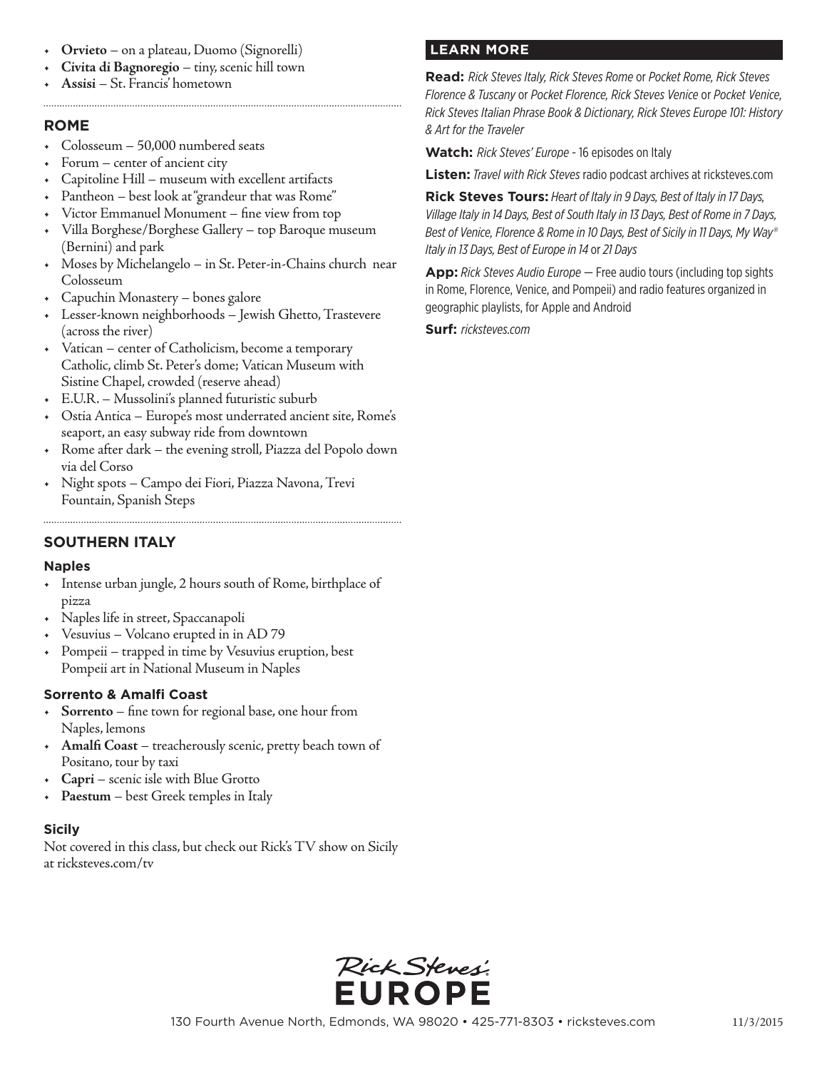- **Orvieto** – on a plateau, Duomo (Signorelli)
- **Civita di Bagnoregio** – tiny, scenic hill town
- **Assisi** – St. Francis' hometown

## ROME

- Colosseum – 50,000 numbered seats
- Forum – center of ancient city
- Capitoline Hill – museum with excellent artifacts
- Pantheon – best look at "grandeur that was Rome"
- Victor Emmanuel Monument – fine view from top
- Villa Borghese/Borghese Gallery – top Baroque museum (Bernini) and park
- Moses by Michelangelo – in St. Peter-in-Chains church near Colosseum
- Capuchin Monastery – bones galore
- Lesser-known neighborhoods – Jewish Ghetto, Trastevere (across the river)
- Vatican – center of Catholicism, become a temporary Catholic, climb St. Peter's dome; Vatican Museum with Sistine Chapel, crowded (reserve ahead)
- E.U.R. – Mussolini's planned futuristic suburb
- Ostia Antica – Europe's most underrated ancient site, Rome's seaport, an easy subway ride from downtown
- Rome after dark – the evening stroll, Piazza del Popolo down via del Corso
- Night spots – Campo dei Fiori, Piazza Navona, Trevi Fountain, Spanish Steps

## SOUTHERN ITALY

### Naples

- Intense urban jungle, 2 hours south of Rome, birthplace of pizza
- Naples life in street, Spaccanapoli
- Vesuvius – Volcano erupted in in AD 79
- Pompeii – trapped in time by Vesuvius eruption, best Pompeii art in National Museum in Naples

### Sorrento & Amalfi Coast

- **Sorrento** – fine town for regional base, one hour from Naples, lemons
- **Amalfi Coast** – treacherously scenic, pretty beach town of Positano, tour by taxi
- **Capri** – scenic isle with Blue Grotto
- **Paestum** – best Greek temples in Italy

### Sicily

Not covered in this class, but check out Rick's TV show on Sicily at ricksteves.com/tv

## LEARN MORE

**Read:** *Rick Steves Italy, Rick Steves Rome* or *Pocket Rome, Rick Steves Florence & Tuscany* or *Pocket Florence, Rick Steves Venice* or *Pocket Venice, Rick Steves Italian Phrase Book & Dictionary, Rick Steves Europe 101: History & Art for the Traveler*

**Watch:** *Rick Steves' Europe* - 16 episodes on Italy

**Listen:** *Travel with Rick Steves* radio podcast archives at ricksteves.com

**Rick Steves Tours:** *Heart of Italy in 9 Days, Best of Italy in 17 Days, Village Italy in 14 Days, Best of South Italy in 13 Days, Best of Rome in 7 Days, Best of Venice, Florence & Rome in 10 Days, Best of Sicily in 11 Days, My Way® Italy in 13 Days, Best of Europe in 14* or *21 Days*

**App:** *Rick Steves Audio Europe* — Free audio tours (including top sights in Rome, Florence, Venice, and Pompeii) and radio features organized in geographic playlists, for Apple and Android

**Surf:** *ricksteves.com*

Rick Steves' EUROPE

130 Fourth Avenue North, Edmonds, WA 98020 • 425-771-8303 • ricksteves.com

11/3/2015